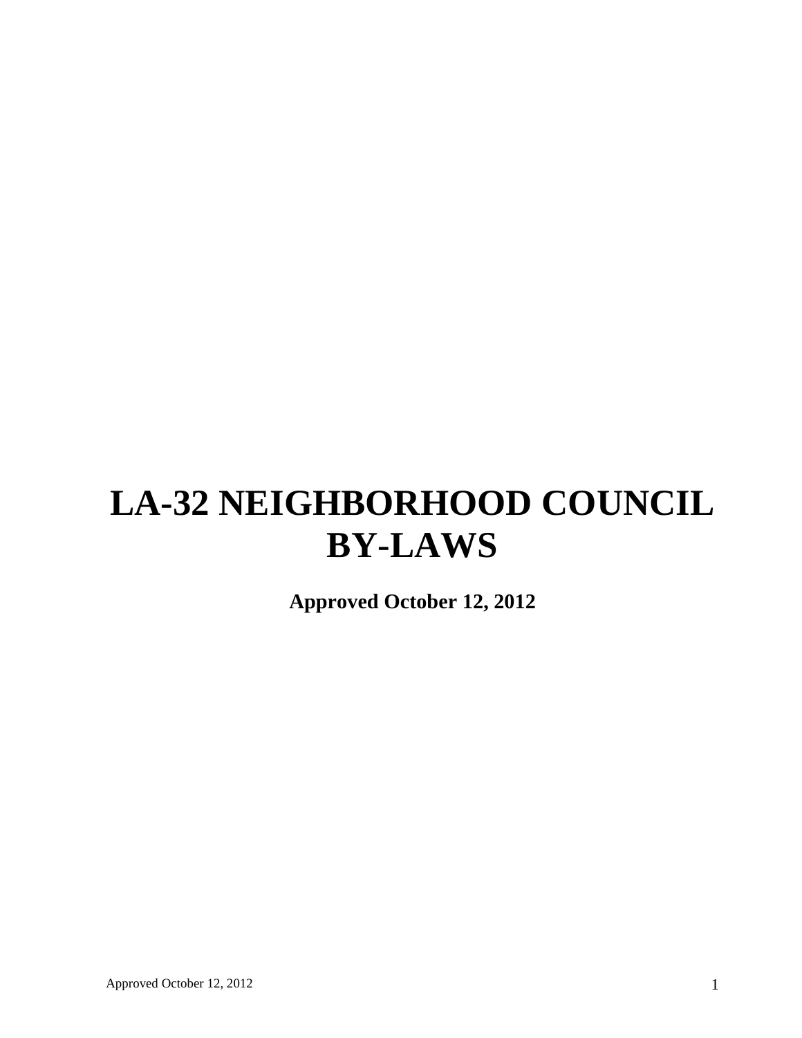# LA-32 NEIGHBORHOOD COUNCIL BY-LAWS

**Approved October 12, 2012**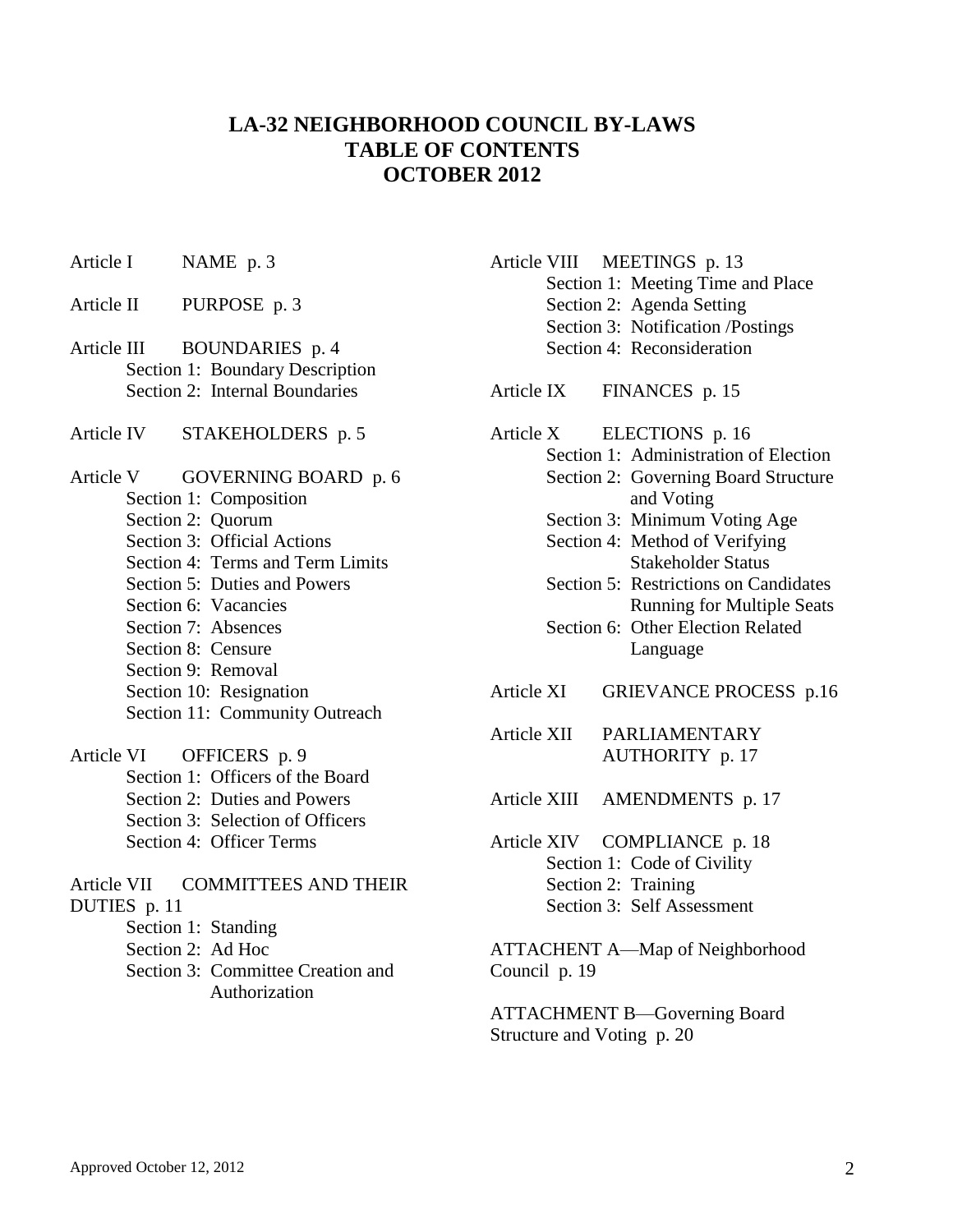# LA-32 NEIGHBORHOOD COUNCIL BY-LAWS
# TABLE OF CONTENTS
# OCTOBER 2012

Article I NAME p. 3

Article II PURPOSE p. 3

Article III BOUNDARIES p. 4
- Section 1: Boundary Description
- Section 2: Internal Boundaries

Article IV STAKEHOLDERS p. 5

Article V GOVERNING BOARD p. 6
- Section 1: Composition
- Section 2: Quorum
- Section 3: Official Actions
- Section 4: Terms and Term Limits
- Section 5: Duties and Powers
- Section 6: Vacancies
- Section 7: Absences
- Section 8: Censure
- Section 9: Removal
- Section 10: Resignation
- Section 11: Community Outreach

Article VI OFFICERS p. 9
- Section 1: Officers of the Board
- Section 2: Duties and Powers
- Section 3: Selection of Officers
- Section 4: Officer Terms

Article VII COMMITTEES AND THEIR DUTIES p. 11
- Section 1: Standing
- Section 2: Ad Hoc
- Section 3: Committee Creation and Authorization

Article VIII MEETINGS p. 13
- Section 1: Meeting Time and Place
- Section 2: Agenda Setting
- Section 3: Notification /Postings
- Section 4: Reconsideration

Article IX FINANCES p. 15

Article X ELECTIONS p. 16
- Section 1: Administration of Election
- Section 2: Governing Board Structure and Voting
- Section 3: Minimum Voting Age
- Section 4: Method of Verifying Stakeholder Status
- Section 5: Restrictions on Candidates Running for Multiple Seats
- Section 6: Other Election Related Language

Article XI GRIEVANCE PROCESS p.16

Article XII PARLIAMENTARY AUTHORITY p. 17

Article XIII AMENDMENTS p. 17

Article XIV COMPLIANCE p. 18
- Section 1: Code of Civility
- Section 2: Training
- Section 3: Self Assessment

ATTACHENT A—Map of Neighborhood Council p. 19

ATTACHMENT B—Governing Board Structure and Voting p. 20

Approved October 12, 2012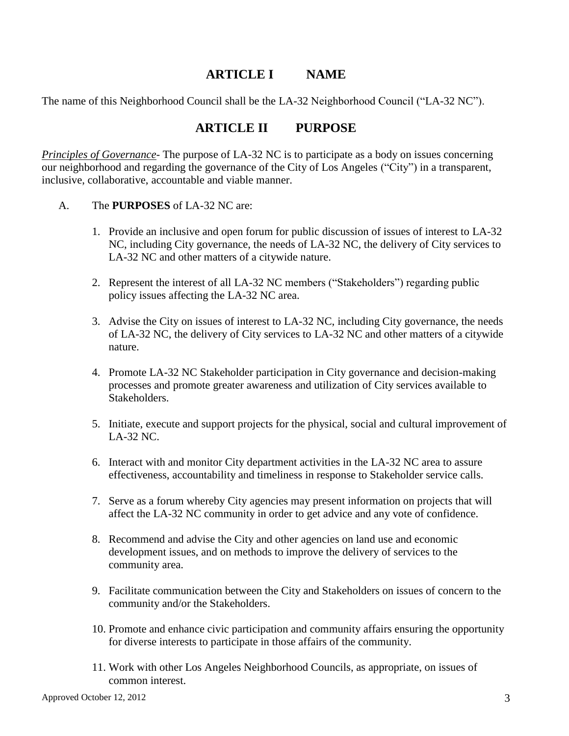# ARTICLE I NAME

The name of this Neighborhood Council shall be the LA-32 Neighborhood Council ("LA-32 NC").

# ARTICLE II PURPOSE

*Principles of Governance*- The purpose of LA-32 NC is to participate as a body on issues concerning our neighborhood and regarding the governance of the City of Los Angeles ("City") in a transparent, inclusive, collaborative, accountable and viable manner.

A. The **PURPOSES** of LA-32 NC are:

1. Provide an inclusive and open forum for public discussion of issues of interest to LA-32 NC, including City governance, the needs of LA-32 NC, the delivery of City services to LA-32 NC and other matters of a citywide nature.

2. Represent the interest of all LA-32 NC members ("Stakeholders") regarding public policy issues affecting the LA-32 NC area.

3. Advise the City on issues of interest to LA-32 NC, including City governance, the needs of LA-32 NC, the delivery of City services to LA-32 NC and other matters of a citywide nature.

4. Promote LA-32 NC Stakeholder participation in City governance and decision-making processes and promote greater awareness and utilization of City services available to Stakeholders.

5. Initiate, execute and support projects for the physical, social and cultural improvement of LA-32 NC.

6. Interact with and monitor City department activities in the LA-32 NC area to assure effectiveness, accountability and timeliness in response to Stakeholder service calls.

7. Serve as a forum whereby City agencies may present information on projects that will affect the LA-32 NC community in order to get advice and any vote of confidence.

8. Recommend and advise the City and other agencies on land use and economic development issues, and on methods to improve the delivery of services to the community area.

9. Facilitate communication between the City and Stakeholders on issues of concern to the community and/or the Stakeholders.

10. Promote and enhance civic participation and community affairs ensuring the opportunity for diverse interests to participate in those affairs of the community.

11. Work with other Los Angeles Neighborhood Councils, as appropriate, on issues of common interest.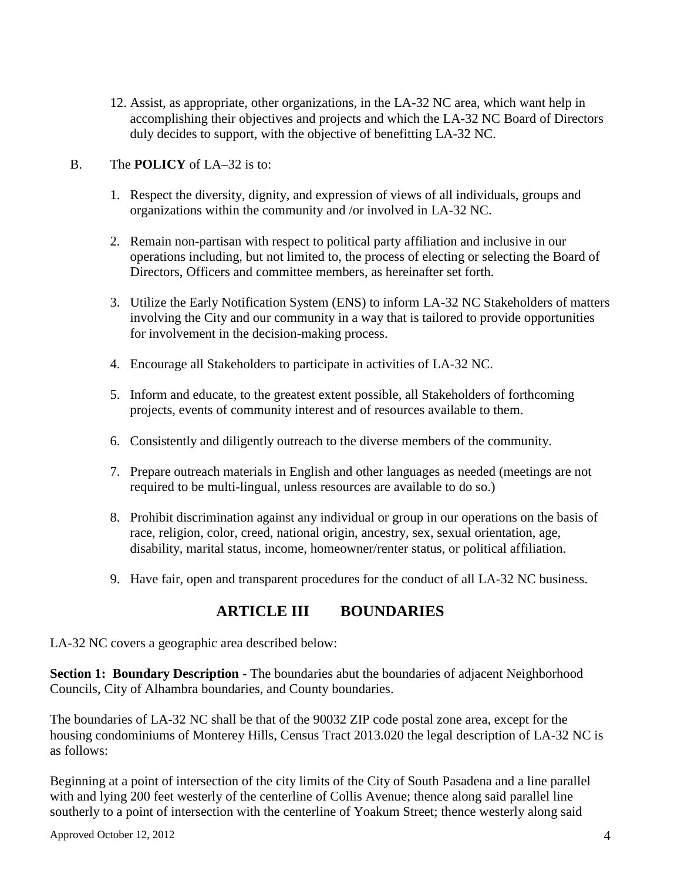12. Assist, as appropriate, other organizations, in the LA-32 NC area, which want help in accomplishing their objectives and projects and which the LA-32 NC Board of Directors duly decides to support, with the objective of benefitting LA-32 NC.

B. The **POLICY** of LA–32 is to:

1. Respect the diversity, dignity, and expression of views of all individuals, groups and organizations within the community and /or involved in LA-32 NC.

2. Remain non-partisan with respect to political party affiliation and inclusive in our operations including, but not limited to, the process of electing or selecting the Board of Directors, Officers and committee members, as hereinafter set forth.

3. Utilize the Early Notification System (ENS) to inform LA-32 NC Stakeholders of matters involving the City and our community in a way that is tailored to provide opportunities for involvement in the decision-making process.

4. Encourage all Stakeholders to participate in activities of LA-32 NC.

5. Inform and educate, to the greatest extent possible, all Stakeholders of forthcoming projects, events of community interest and of resources available to them.

6. Consistently and diligently outreach to the diverse members of the community.

7. Prepare outreach materials in English and other languages as needed (meetings are not required to be multi-lingual, unless resources are available to do so.)

8. Prohibit discrimination against any individual or group in our operations on the basis of race, religion, color, creed, national origin, ancestry, sex, sexual orientation, age, disability, marital status, income, homeowner/renter status, or political affiliation.

9. Have fair, open and transparent procedures for the conduct of all LA-32 NC business.

## ARTICLE III BOUNDARIES

LA-32 NC covers a geographic area described below:

**Section 1: Boundary Description** - The boundaries abut the boundaries of adjacent Neighborhood Councils, City of Alhambra boundaries, and County boundaries.

The boundaries of LA-32 NC shall be that of the 90032 ZIP code postal zone area, except for the housing condominiums of Monterey Hills, Census Tract 2013.020 the legal description of LA-32 NC is as follows:

Beginning at a point of intersection of the city limits of the City of South Pasadena and a line parallel with and lying 200 feet westerly of the centerline of Collis Avenue; thence along said parallel line southerly to a point of intersection with the centerline of Yoakum Street; thence westerly along said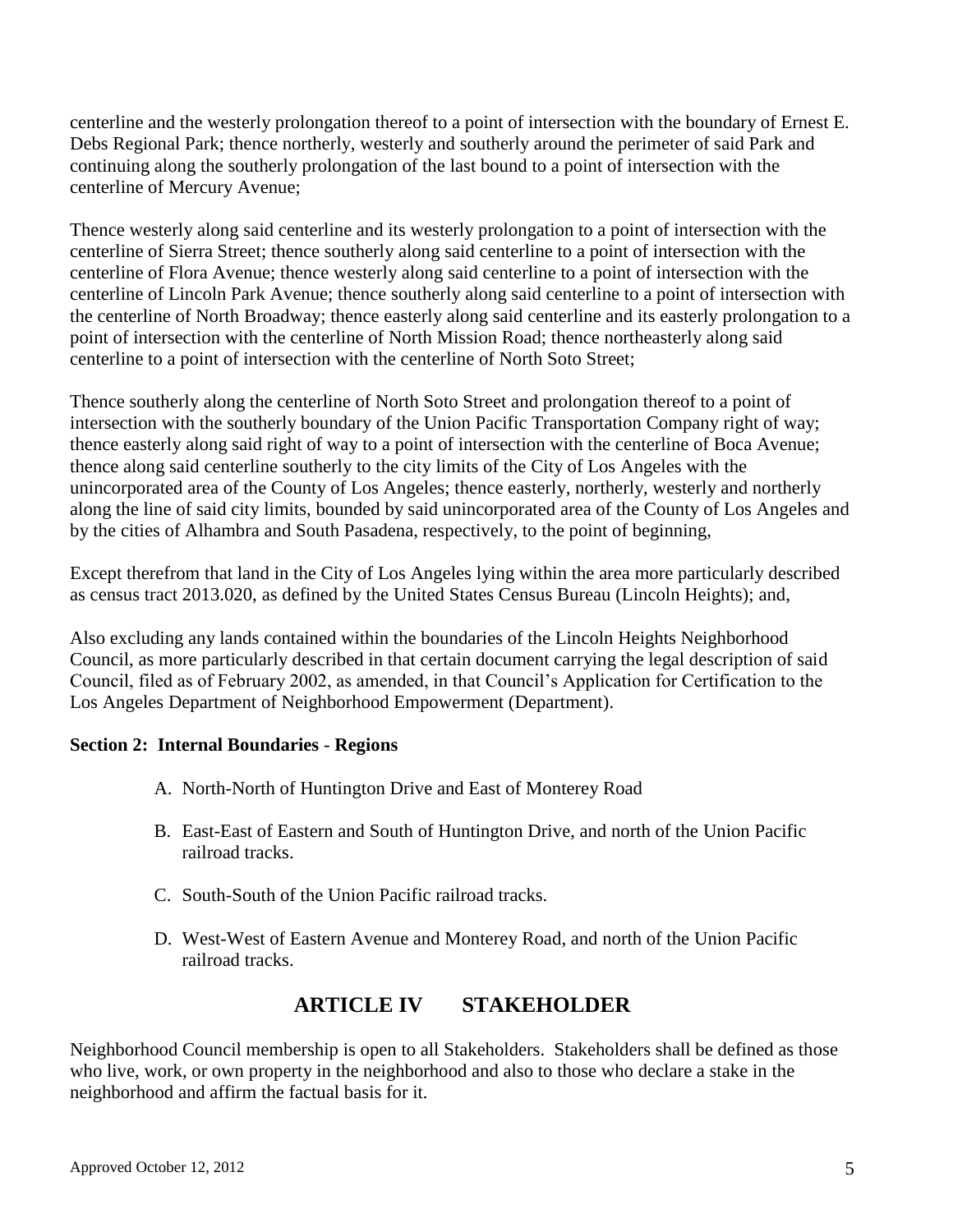centerline and the westerly prolongation thereof to a point of intersection with the boundary of Ernest E. Debs Regional Park; thence northerly, westerly and southerly around the perimeter of said Park and continuing along the southerly prolongation of the last bound to a point of intersection with the centerline of Mercury Avenue;

Thence westerly along said centerline and its westerly prolongation to a point of intersection with the centerline of Sierra Street; thence southerly along said centerline to a point of intersection with the centerline of Flora Avenue; thence westerly along said centerline to a point of intersection with the centerline of Lincoln Park Avenue; thence southerly along said centerline to a point of intersection with the centerline of North Broadway; thence easterly along said centerline and its easterly prolongation to a point of intersection with the centerline of North Mission Road; thence northeasterly along said centerline to a point of intersection with the centerline of North Soto Street;

Thence southerly along the centerline of North Soto Street and prolongation thereof to a point of intersection with the southerly boundary of the Union Pacific Transportation Company right of way; thence easterly along said right of way to a point of intersection with the centerline of Boca Avenue; thence along said centerline southerly to the city limits of the City of Los Angeles with the unincorporated area of the County of Los Angeles; thence easterly, northerly, westerly and northerly along the line of said city limits, bounded by said unincorporated area of the County of Los Angeles and by the cities of Alhambra and South Pasadena, respectively, to the point of beginning,

Except therefrom that land in the City of Los Angeles lying within the area more particularly described as census tract 2013.020, as defined by the United States Census Bureau (Lincoln Heights); and,

Also excluding any lands contained within the boundaries of the Lincoln Heights Neighborhood Council, as more particularly described in that certain document carrying the legal description of said Council, filed as of February 2002, as amended, in that Council's Application for Certification to the Los Angeles Department of Neighborhood Empowerment (Department).

**Section 2: Internal Boundaries - Regions**

A. North-North of Huntington Drive and East of Monterey Road

B. East-East of Eastern and South of Huntington Drive, and north of the Union Pacific railroad tracks.

C. South-South of the Union Pacific railroad tracks.

D. West-West of Eastern Avenue and Monterey Road, and north of the Union Pacific railroad tracks.

## ARTICLE IV STAKEHOLDER

Neighborhood Council membership is open to all Stakeholders. Stakeholders shall be defined as those who live, work, or own property in the neighborhood and also to those who declare a stake in the neighborhood and affirm the factual basis for it.

Approved October 12, 2012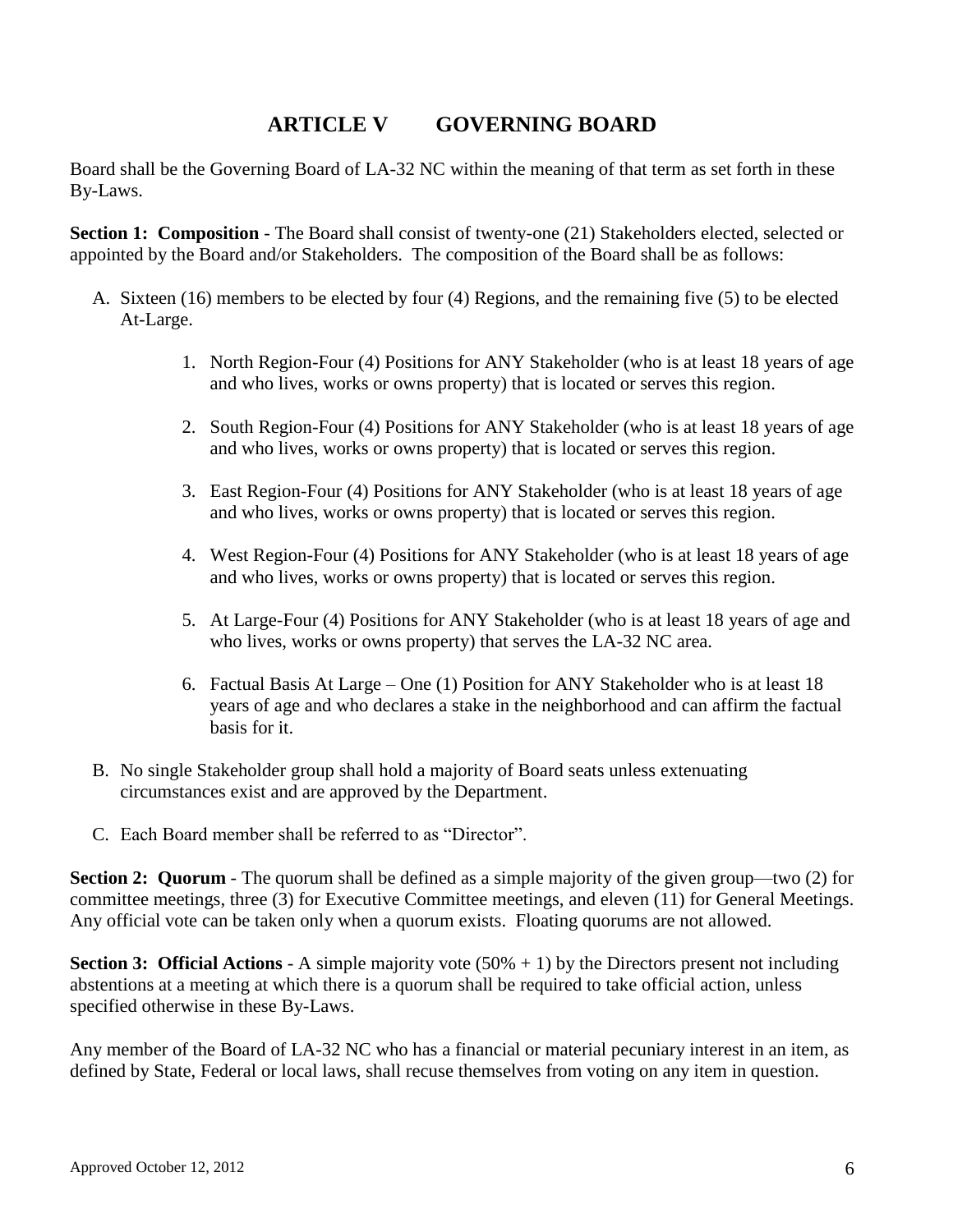# ARTICLE V GOVERNING BOARD

Board shall be the Governing Board of LA-32 NC within the meaning of that term as set forth in these By-Laws.

**Section 1: Composition** - The Board shall consist of twenty-one (21) Stakeholders elected, selected or appointed by the Board and/or Stakeholders. The composition of the Board shall be as follows:

A. Sixteen (16) members to be elected by four (4) Regions, and the remaining five (5) to be elected At-Large.

   1. North Region-Four (4) Positions for ANY Stakeholder (who is at least 18 years of age and who lives, works or owns property) that is located or serves this region.
   2. South Region-Four (4) Positions for ANY Stakeholder (who is at least 18 years of age and who lives, works or owns property) that is located or serves this region.
   3. East Region-Four (4) Positions for ANY Stakeholder (who is at least 18 years of age and who lives, works or owns property) that is located or serves this region.
   4. West Region-Four (4) Positions for ANY Stakeholder (who is at least 18 years of age and who lives, works or owns property) that is located or serves this region.
   5. At Large-Four (4) Positions for ANY Stakeholder (who is at least 18 years of age and who lives, works or owns property) that serves the LA-32 NC area.
   6. Factual Basis At Large – One (1) Position for ANY Stakeholder who is at least 18 years of age and who declares a stake in the neighborhood and can affirm the factual basis for it.

B. No single Stakeholder group shall hold a majority of Board seats unless extenuating circumstances exist and are approved by the Department.

C. Each Board member shall be referred to as "Director".

**Section 2: Quorum** - The quorum shall be defined as a simple majority of the given group—two (2) for committee meetings, three (3) for Executive Committee meetings, and eleven (11) for General Meetings. Any official vote can be taken only when a quorum exists. Floating quorums are not allowed.

**Section 3: Official Actions** - A simple majority vote (50% + 1) by the Directors present not including abstentions at a meeting at which there is a quorum shall be required to take official action, unless specified otherwise in these By-Laws.

Any member of the Board of LA-32 NC who has a financial or material pecuniary interest in an item, as defined by State, Federal or local laws, shall recuse themselves from voting on any item in question.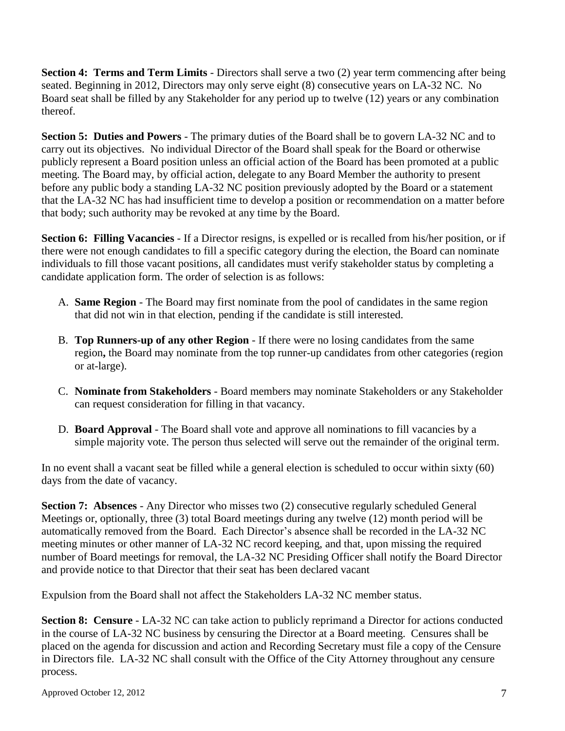**Section 4: Terms and Term Limits** - Directors shall serve a two (2) year term commencing after being seated. Beginning in 2012, Directors may only serve eight (8) consecutive years on LA-32 NC. No Board seat shall be filled by any Stakeholder for any period up to twelve (12) years or any combination thereof.

**Section 5: Duties and Powers** - The primary duties of the Board shall be to govern LA-32 NC and to carry out its objectives. No individual Director of the Board shall speak for the Board or otherwise publicly represent a Board position unless an official action of the Board has been promoted at a public meeting. The Board may, by official action, delegate to any Board Member the authority to present before any public body a standing LA-32 NC position previously adopted by the Board or a statement that the LA-32 NC has had insufficient time to develop a position or recommendation on a matter before that body; such authority may be revoked at any time by the Board.

**Section 6: Filling Vacancies** - If a Director resigns, is expelled or is recalled from his/her position, or if there were not enough candidates to fill a specific category during the election, the Board can nominate individuals to fill those vacant positions, all candidates must verify stakeholder status by completing a candidate application form. The order of selection is as follows:

A. **Same Region** - The Board may first nominate from the pool of candidates in the same region that did not win in that election, pending if the candidate is still interested.

B. **Top Runners-up of any other Region** - If there were no losing candidates from the same region**,** the Board may nominate from the top runner-up candidates from other categories (region or at-large).

C. **Nominate from Stakeholders** - Board members may nominate Stakeholders or any Stakeholder can request consideration for filling in that vacancy.

D. **Board Approval** - The Board shall vote and approve all nominations to fill vacancies by a simple majority vote. The person thus selected will serve out the remainder of the original term.

In no event shall a vacant seat be filled while a general election is scheduled to occur within sixty (60) days from the date of vacancy.

**Section 7: Absences** - Any Director who misses two (2) consecutive regularly scheduled General Meetings or, optionally, three (3) total Board meetings during any twelve (12) month period will be automatically removed from the Board. Each Director's absence shall be recorded in the LA-32 NC meeting minutes or other manner of LA-32 NC record keeping, and that, upon missing the required number of Board meetings for removal, the LA-32 NC Presiding Officer shall notify the Board Director and provide notice to that Director that their seat has been declared vacant

Expulsion from the Board shall not affect the Stakeholders LA-32 NC member status.

**Section 8: Censure** - LA-32 NC can take action to publicly reprimand a Director for actions conducted in the course of LA-32 NC business by censuring the Director at a Board meeting. Censures shall be placed on the agenda for discussion and action and Recording Secretary must file a copy of the Censure in Directors file. LA-32 NC shall consult with the Office of the City Attorney throughout any censure process.

Approved October 12, 2012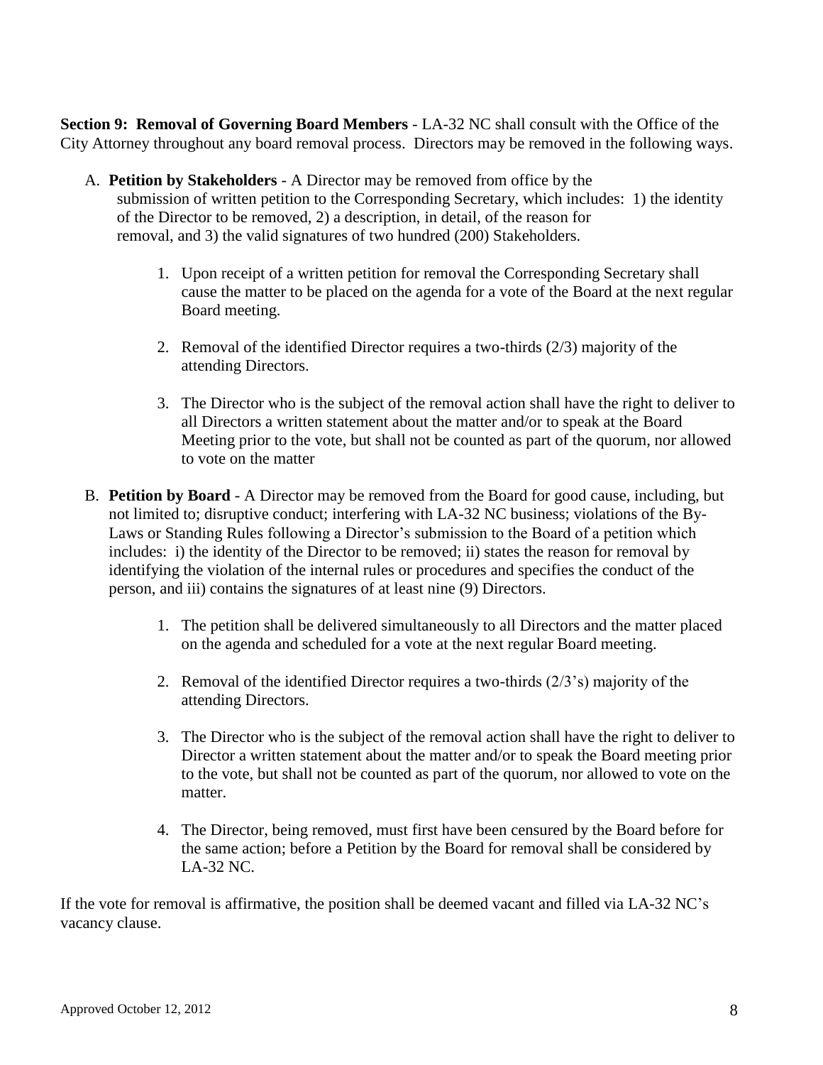**Section 9: Removal of Governing Board Members** - LA-32 NC shall consult with the Office of the City Attorney throughout any board removal process. Directors may be removed in the following ways.

A. **Petition by Stakeholders** - A Director may be removed from office by the submission of written petition to the Corresponding Secretary, which includes: 1) the identity of the Director to be removed, 2) a description, in detail, of the reason for removal, and 3) the valid signatures of two hundred (200) Stakeholders.

   1. Upon receipt of a written petition for removal the Corresponding Secretary shall cause the matter to be placed on the agenda for a vote of the Board at the next regular Board meeting.

   2. Removal of the identified Director requires a two-thirds (2/3) majority of the attending Directors.

   3. The Director who is the subject of the removal action shall have the right to deliver to all Directors a written statement about the matter and/or to speak at the Board Meeting prior to the vote, but shall not be counted as part of the quorum, nor allowed to vote on the matter

B. **Petition by Board** - A Director may be removed from the Board for good cause, including, but not limited to; disruptive conduct; interfering with LA-32 NC business; violations of the By-Laws or Standing Rules following a Director's submission to the Board of a petition which includes: i) the identity of the Director to be removed; ii) states the reason for removal by identifying the violation of the internal rules or procedures and specifies the conduct of the person, and iii) contains the signatures of at least nine (9) Directors.

   1. The petition shall be delivered simultaneously to all Directors and the matter placed on the agenda and scheduled for a vote at the next regular Board meeting.

   2. Removal of the identified Director requires a two-thirds (2/3's) majority of the attending Directors.

   3. The Director who is the subject of the removal action shall have the right to deliver to Director a written statement about the matter and/or to speak the Board meeting prior to the vote, but shall not be counted as part of the quorum, nor allowed to vote on the matter.

   4. The Director, being removed, must first have been censured by the Board before for the same action; before a Petition by the Board for removal shall be considered by LA-32 NC.

If the vote for removal is affirmative, the position shall be deemed vacant and filled via LA-32 NC's vacancy clause.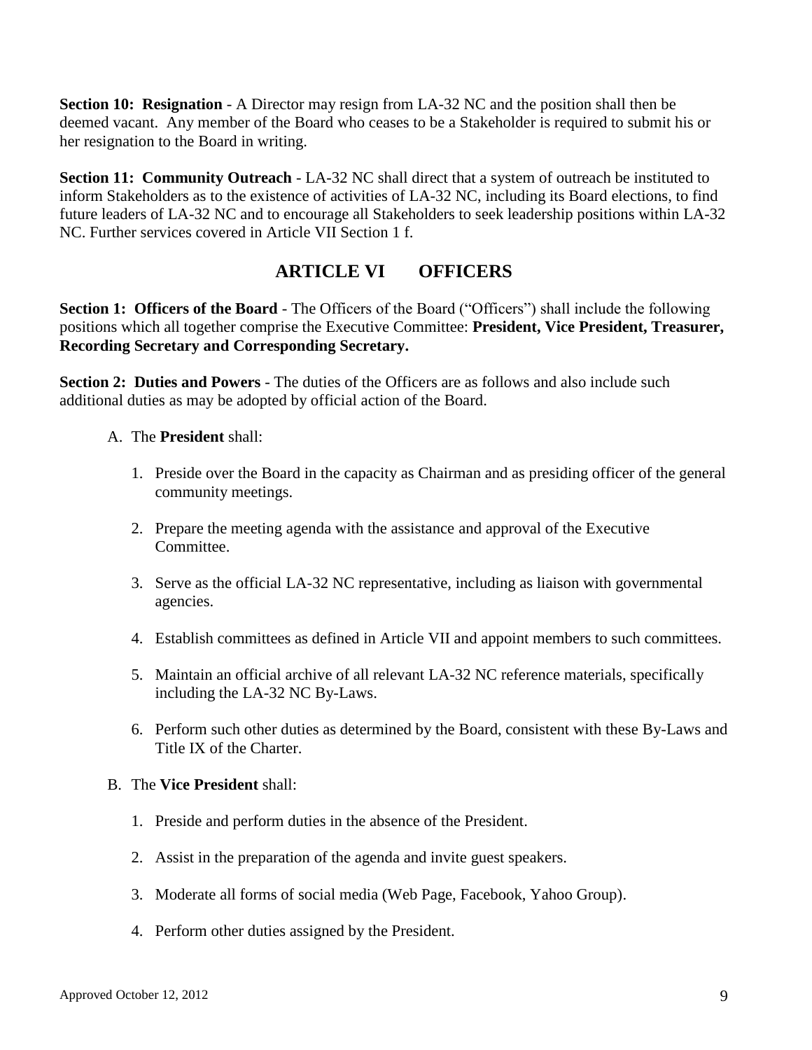**Section 10: Resignation** - A Director may resign from LA-32 NC and the position shall then be deemed vacant. Any member of the Board who ceases to be a Stakeholder is required to submit his or her resignation to the Board in writing.

**Section 11: Community Outreach** - LA-32 NC shall direct that a system of outreach be instituted to inform Stakeholders as to the existence of activities of LA-32 NC, including its Board elections, to find future leaders of LA-32 NC and to encourage all Stakeholders to seek leadership positions within LA-32 NC. Further services covered in Article VII Section 1 f.

## ARTICLE VI OFFICERS

**Section 1: Officers of the Board** - The Officers of the Board ("Officers") shall include the following positions which all together comprise the Executive Committee: **President, Vice President, Treasurer, Recording Secretary and Corresponding Secretary.**

**Section 2: Duties and Powers** - The duties of the Officers are as follows and also include such additional duties as may be adopted by official action of the Board.

A. The **President** shall:

1. Preside over the Board in the capacity as Chairman and as presiding officer of the general community meetings.
2. Prepare the meeting agenda with the assistance and approval of the Executive Committee.
3. Serve as the official LA-32 NC representative, including as liaison with governmental agencies.
4. Establish committees as defined in Article VII and appoint members to such committees.
5. Maintain an official archive of all relevant LA-32 NC reference materials, specifically including the LA-32 NC By-Laws.
6. Perform such other duties as determined by the Board, consistent with these By-Laws and Title IX of the Charter.

B. The **Vice President** shall:

1. Preside and perform duties in the absence of the President.
2. Assist in the preparation of the agenda and invite guest speakers.
3. Moderate all forms of social media (Web Page, Facebook, Yahoo Group).
4. Perform other duties assigned by the President.

Approved October 12, 2012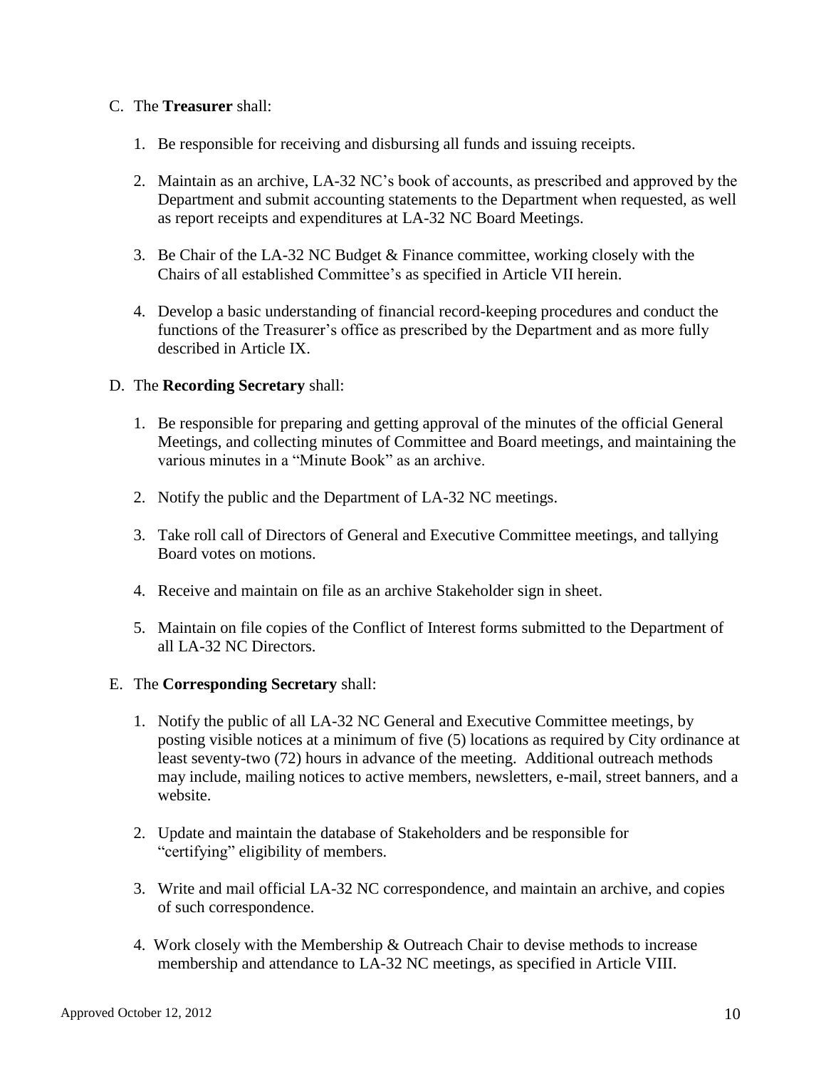C. The **Treasurer** shall:

1. Be responsible for receiving and disbursing all funds and issuing receipts.

2. Maintain as an archive, LA-32 NC's book of accounts, as prescribed and approved by the Department and submit accounting statements to the Department when requested, as well as report receipts and expenditures at LA-32 NC Board Meetings.

3. Be Chair of the LA-32 NC Budget & Finance committee, working closely with the Chairs of all established Committee's as specified in Article VII herein.

4. Develop a basic understanding of financial record-keeping procedures and conduct the functions of the Treasurer's office as prescribed by the Department and as more fully described in Article IX.

D. The **Recording Secretary** shall:

1. Be responsible for preparing and getting approval of the minutes of the official General Meetings, and collecting minutes of Committee and Board meetings, and maintaining the various minutes in a "Minute Book" as an archive.

2. Notify the public and the Department of LA-32 NC meetings.

3. Take roll call of Directors of General and Executive Committee meetings, and tallying Board votes on motions.

4. Receive and maintain on file as an archive Stakeholder sign in sheet.

5. Maintain on file copies of the Conflict of Interest forms submitted to the Department of all LA-32 NC Directors.

E. The **Corresponding Secretary** shall:

1. Notify the public of all LA-32 NC General and Executive Committee meetings, by posting visible notices at a minimum of five (5) locations as required by City ordinance at least seventy-two (72) hours in advance of the meeting. Additional outreach methods may include, mailing notices to active members, newsletters, e-mail, street banners, and a website.

2. Update and maintain the database of Stakeholders and be responsible for "certifying" eligibility of members.

3. Write and mail official LA-32 NC correspondence, and maintain an archive, and copies of such correspondence.

4. Work closely with the Membership & Outreach Chair to devise methods to increase membership and attendance to LA-32 NC meetings, as specified in Article VIII.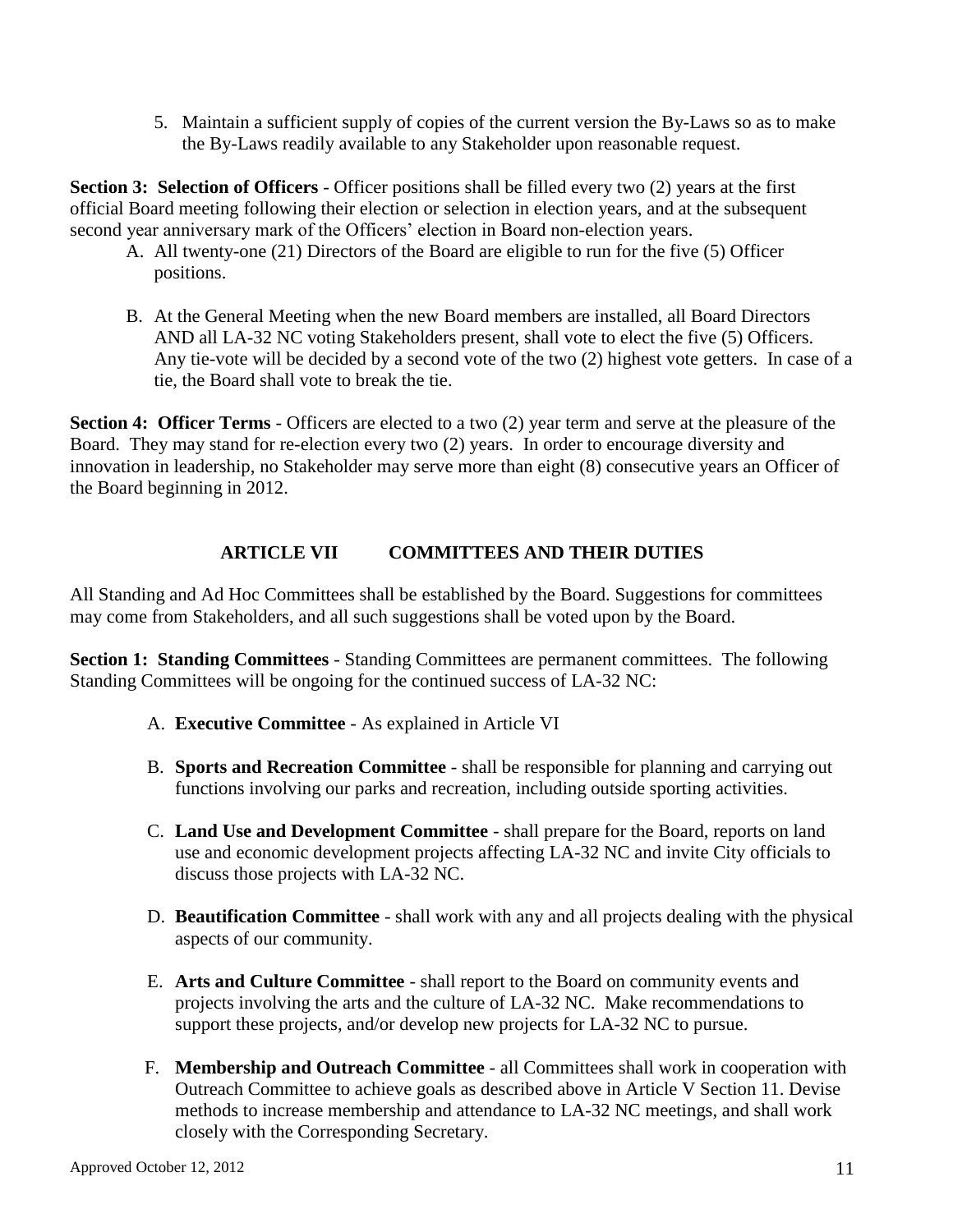5. Maintain a sufficient supply of copies of the current version the By-Laws so as to make the By-Laws readily available to any Stakeholder upon reasonable request.

**Section 3: Selection of Officers** - Officer positions shall be filled every two (2) years at the first official Board meeting following their election or selection in election years, and at the subsequent second year anniversary mark of the Officers' election in Board non-election years.

A. All twenty-one (21) Directors of the Board are eligible to run for the five (5) Officer positions.

B. At the General Meeting when the new Board members are installed, all Board Directors AND all LA-32 NC voting Stakeholders present, shall vote to elect the five (5) Officers. Any tie-vote will be decided by a second vote of the two (2) highest vote getters. In case of a tie, the Board shall vote to break the tie.

**Section 4: Officer Terms** - Officers are elected to a two (2) year term and serve at the pleasure of the Board. They may stand for re-election every two (2) years. In order to encourage diversity and innovation in leadership, no Stakeholder may serve more than eight (8) consecutive years an Officer of the Board beginning in 2012.

## ARTICLE VII COMMITTEES AND THEIR DUTIES

All Standing and Ad Hoc Committees shall be established by the Board. Suggestions for committees may come from Stakeholders, and all such suggestions shall be voted upon by the Board.

**Section 1: Standing Committees** - Standing Committees are permanent committees. The following Standing Committees will be ongoing for the continued success of LA-32 NC:

A. **Executive Committee** - As explained in Article VI

B. **Sports and Recreation Committee** - shall be responsible for planning and carrying out functions involving our parks and recreation, including outside sporting activities.

C. **Land Use and Development Committee** - shall prepare for the Board, reports on land use and economic development projects affecting LA-32 NC and invite City officials to discuss those projects with LA-32 NC.

D. **Beautification Committee** - shall work with any and all projects dealing with the physical aspects of our community.

E. **Arts and Culture Committee** - shall report to the Board on community events and projects involving the arts and the culture of LA-32 NC. Make recommendations to support these projects, and/or develop new projects for LA-32 NC to pursue.

F. **Membership and Outreach Committee** - all Committees shall work in cooperation with Outreach Committee to achieve goals as described above in Article V Section 11. Devise methods to increase membership and attendance to LA-32 NC meetings, and shall work closely with the Corresponding Secretary.

Approved October 12, 2012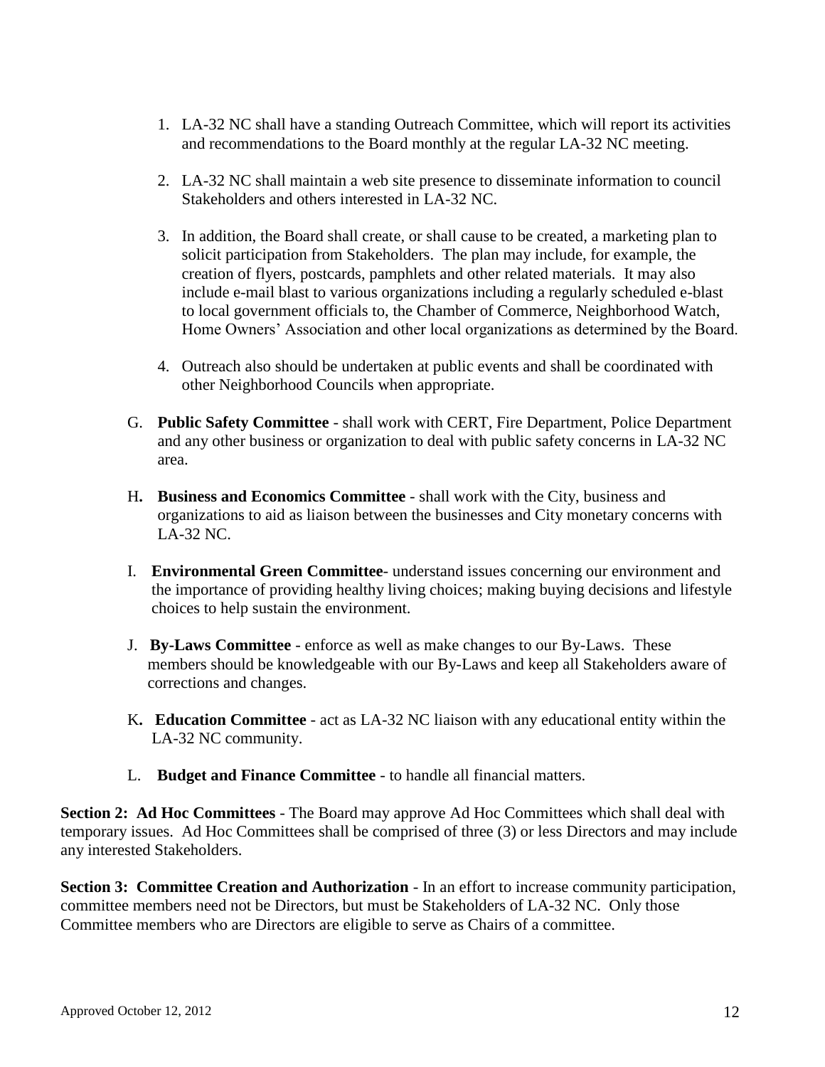1. LA-32 NC shall have a standing Outreach Committee, which will report its activities and recommendations to the Board monthly at the regular LA-32 NC meeting.

2. LA-32 NC shall maintain a web site presence to disseminate information to council Stakeholders and others interested in LA-32 NC.

3. In addition, the Board shall create, or shall cause to be created, a marketing plan to solicit participation from Stakeholders. The plan may include, for example, the creation of flyers, postcards, pamphlets and other related materials. It may also include e-mail blast to various organizations including a regularly scheduled e-blast to local government officials to, the Chamber of Commerce, Neighborhood Watch, Home Owners' Association and other local organizations as determined by the Board.

4. Outreach also should be undertaken at public events and shall be coordinated with other Neighborhood Councils when appropriate.

G. **Public Safety Committee** - shall work with CERT, Fire Department, Police Department and any other business or organization to deal with public safety concerns in LA-32 NC area.

H**. Business and Economics Committee** - shall work with the City, business and organizations to aid as liaison between the businesses and City monetary concerns with LA-32 NC.

I. **Environmental Green Committee**- understand issues concerning our environment and the importance of providing healthy living choices; making buying decisions and lifestyle choices to help sustain the environment.

J. **By-Laws Committee** - enforce as well as make changes to our By-Laws. These members should be knowledgeable with our By-Laws and keep all Stakeholders aware of corrections and changes.

K**. Education Committee** - act as LA-32 NC liaison with any educational entity within the LA-32 NC community.

L. **Budget and Finance Committee** - to handle all financial matters.

**Section 2: Ad Hoc Committees** - The Board may approve Ad Hoc Committees which shall deal with temporary issues. Ad Hoc Committees shall be comprised of three (3) or less Directors and may include any interested Stakeholders.

**Section 3: Committee Creation and Authorization** - In an effort to increase community participation, committee members need not be Directors, but must be Stakeholders of LA-32 NC. Only those Committee members who are Directors are eligible to serve as Chairs of a committee.

Approved October 12, 2012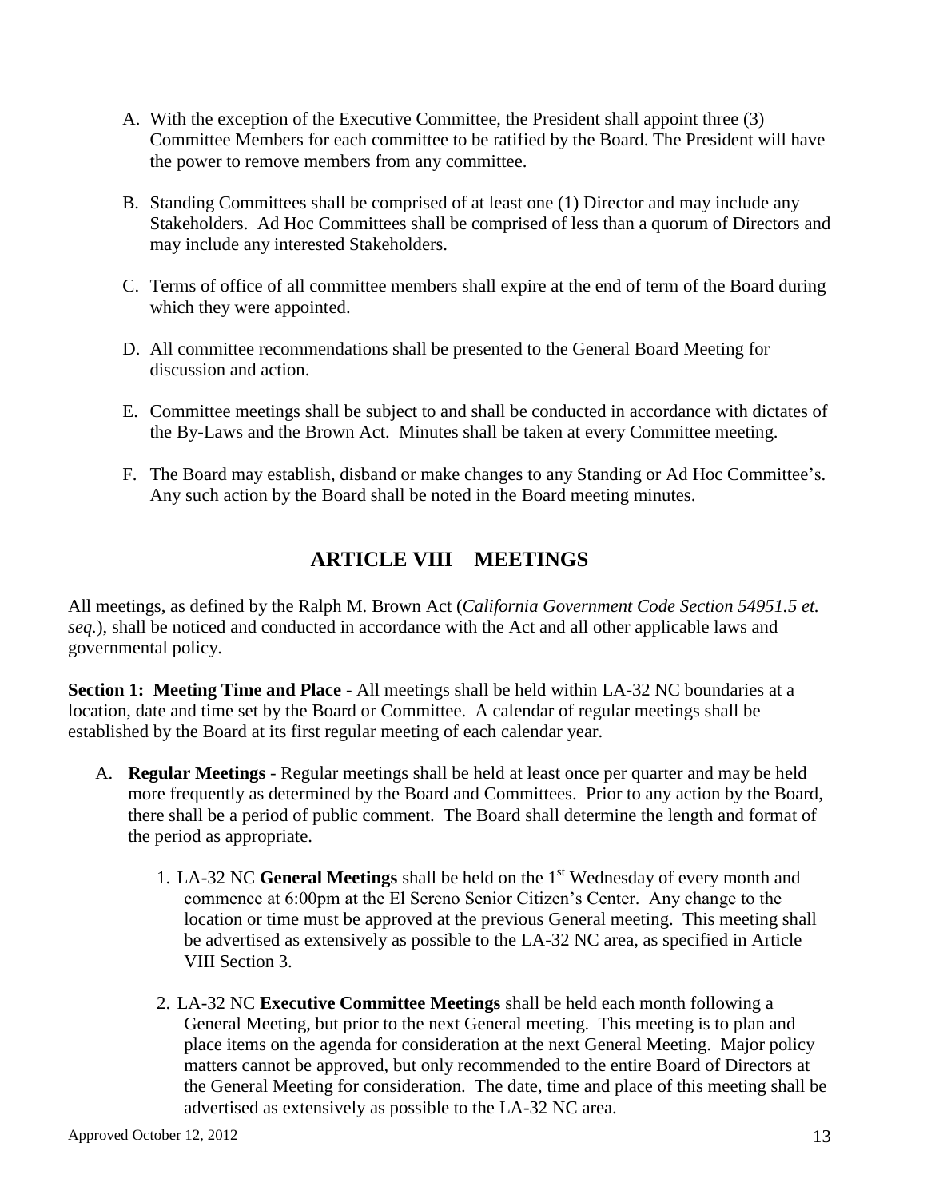A. With the exception of the Executive Committee, the President shall appoint three (3) Committee Members for each committee to be ratified by the Board. The President will have the power to remove members from any committee.

B. Standing Committees shall be comprised of at least one (1) Director and may include any Stakeholders. Ad Hoc Committees shall be comprised of less than a quorum of Directors and may include any interested Stakeholders.

C. Terms of office of all committee members shall expire at the end of term of the Board during which they were appointed.

D. All committee recommendations shall be presented to the General Board Meeting for discussion and action.

E. Committee meetings shall be subject to and shall be conducted in accordance with dictates of the By-Laws and the Brown Act. Minutes shall be taken at every Committee meeting.

F. The Board may establish, disband or make changes to any Standing or Ad Hoc Committee's. Any such action by the Board shall be noted in the Board meeting minutes.

## ARTICLE VIII MEETINGS

All meetings, as defined by the Ralph M. Brown Act (*California Government Code Section 54951.5 et. seq.*), shall be noticed and conducted in accordance with the Act and all other applicable laws and governmental policy.

**Section 1: Meeting Time and Place** - All meetings shall be held within LA-32 NC boundaries at a location, date and time set by the Board or Committee. A calendar of regular meetings shall be established by the Board at its first regular meeting of each calendar year.

A. **Regular Meetings** - Regular meetings shall be held at least once per quarter and may be held more frequently as determined by the Board and Committees. Prior to any action by the Board, there shall be a period of public comment. The Board shall determine the length and format of the period as appropriate.

1. LA-32 NC **General Meetings** shall be held on the 1st Wednesday of every month and commence at 6:00pm at the El Sereno Senior Citizen's Center. Any change to the location or time must be approved at the previous General meeting. This meeting shall be advertised as extensively as possible to the LA-32 NC area, as specified in Article VIII Section 3.

2. LA-32 NC **Executive Committee Meetings** shall be held each month following a General Meeting, but prior to the next General meeting. This meeting is to plan and place items on the agenda for consideration at the next General Meeting. Major policy matters cannot be approved, but only recommended to the entire Board of Directors at the General Meeting for consideration. The date, time and place of this meeting shall be advertised as extensively as possible to the LA-32 NC area.

Approved October 12, 2012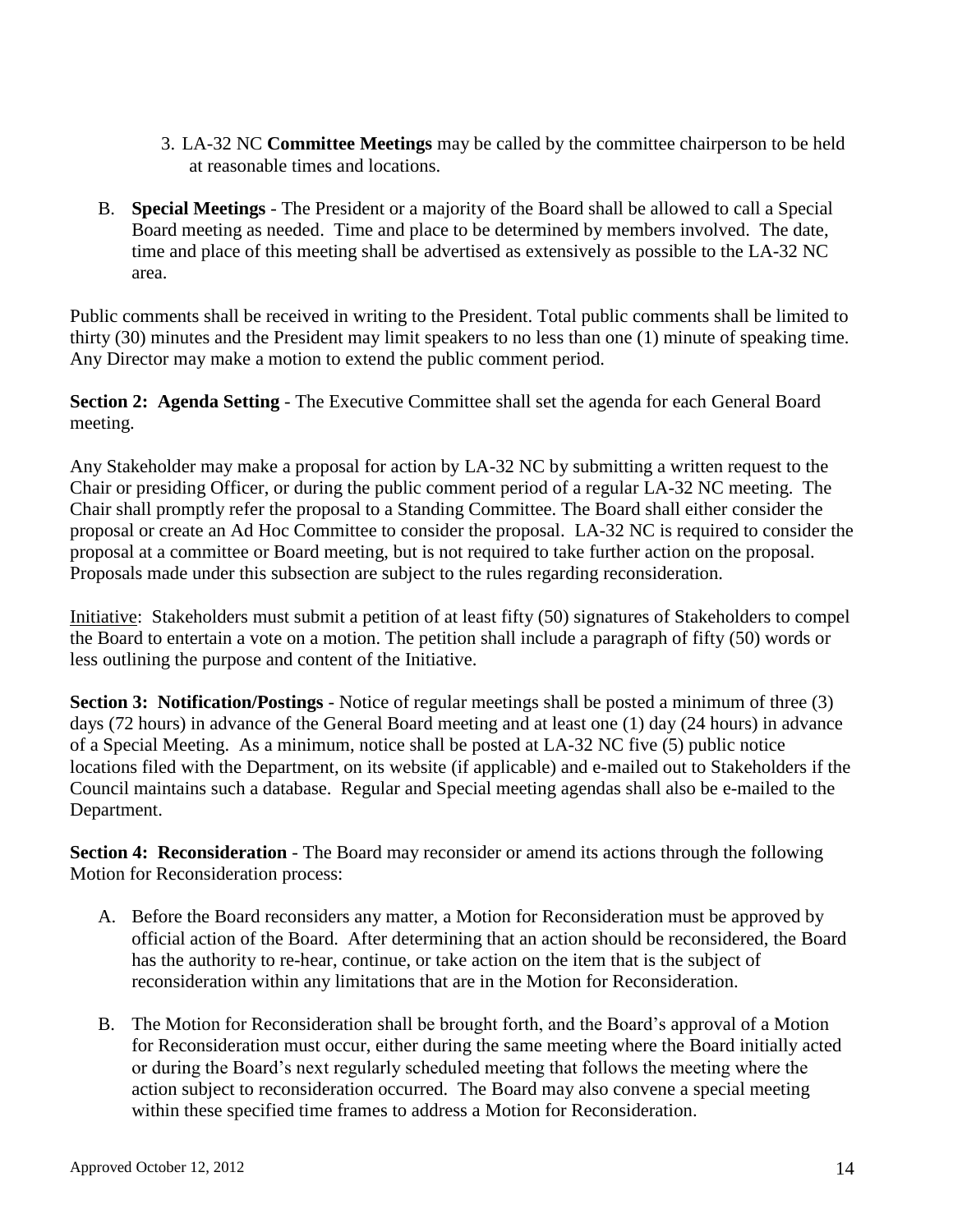3. LA-32 NC **Committee Meetings** may be called by the committee chairperson to be held at reasonable times and locations.

B. **Special Meetings** - The President or a majority of the Board shall be allowed to call a Special Board meeting as needed. Time and place to be determined by members involved. The date, time and place of this meeting shall be advertised as extensively as possible to the LA-32 NC area.

Public comments shall be received in writing to the President. Total public comments shall be limited to thirty (30) minutes and the President may limit speakers to no less than one (1) minute of speaking time. Any Director may make a motion to extend the public comment period.

**Section 2: Agenda Setting** - The Executive Committee shall set the agenda for each General Board meeting.

Any Stakeholder may make a proposal for action by LA-32 NC by submitting a written request to the Chair or presiding Officer, or during the public comment period of a regular LA-32 NC meeting. The Chair shall promptly refer the proposal to a Standing Committee. The Board shall either consider the proposal or create an Ad Hoc Committee to consider the proposal. LA-32 NC is required to consider the proposal at a committee or Board meeting, but is not required to take further action on the proposal. Proposals made under this subsection are subject to the rules regarding reconsideration.

Initiative: Stakeholders must submit a petition of at least fifty (50) signatures of Stakeholders to compel the Board to entertain a vote on a motion. The petition shall include a paragraph of fifty (50) words or less outlining the purpose and content of the Initiative.

**Section 3: Notification/Postings** - Notice of regular meetings shall be posted a minimum of three (3) days (72 hours) in advance of the General Board meeting and at least one (1) day (24 hours) in advance of a Special Meeting. As a minimum, notice shall be posted at LA-32 NC five (5) public notice locations filed with the Department, on its website (if applicable) and e-mailed out to Stakeholders if the Council maintains such a database. Regular and Special meeting agendas shall also be e-mailed to the Department.

**Section 4: Reconsideration** - The Board may reconsider or amend its actions through the following Motion for Reconsideration process:

A. Before the Board reconsiders any matter, a Motion for Reconsideration must be approved by official action of the Board. After determining that an action should be reconsidered, the Board has the authority to re-hear, continue, or take action on the item that is the subject of reconsideration within any limitations that are in the Motion for Reconsideration.

B. The Motion for Reconsideration shall be brought forth, and the Board's approval of a Motion for Reconsideration must occur, either during the same meeting where the Board initially acted or during the Board's next regularly scheduled meeting that follows the meeting where the action subject to reconsideration occurred. The Board may also convene a special meeting within these specified time frames to address a Motion for Reconsideration.

Approved October 12, 2012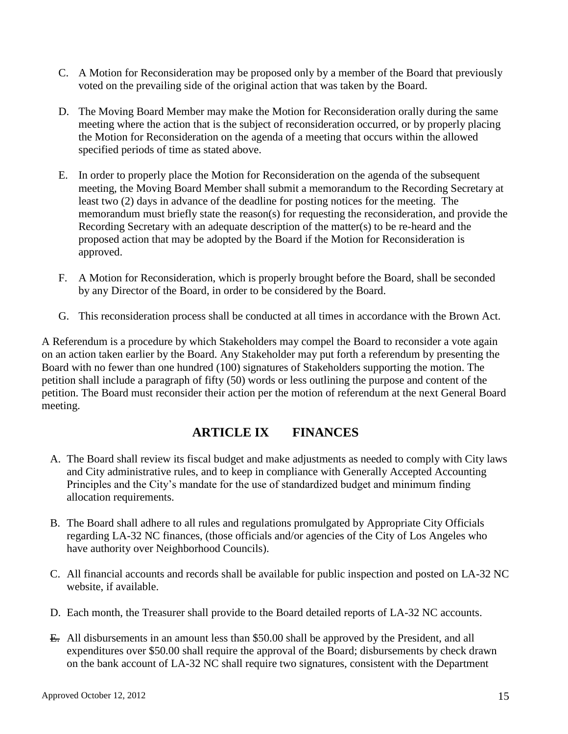C. A Motion for Reconsideration may be proposed only by a member of the Board that previously voted on the prevailing side of the original action that was taken by the Board.

D. The Moving Board Member may make the Motion for Reconsideration orally during the same meeting where the action that is the subject of reconsideration occurred, or by properly placing the Motion for Reconsideration on the agenda of a meeting that occurs within the allowed specified periods of time as stated above.

E. In order to properly place the Motion for Reconsideration on the agenda of the subsequent meeting, the Moving Board Member shall submit a memorandum to the Recording Secretary at least two (2) days in advance of the deadline for posting notices for the meeting. The memorandum must briefly state the reason(s) for requesting the reconsideration, and provide the Recording Secretary with an adequate description of the matter(s) to be re-heard and the proposed action that may be adopted by the Board if the Motion for Reconsideration is approved.

F. A Motion for Reconsideration, which is properly brought before the Board, shall be seconded by any Director of the Board, in order to be considered by the Board.

G. This reconsideration process shall be conducted at all times in accordance with the Brown Act.

A Referendum is a procedure by which Stakeholders may compel the Board to reconsider a vote again on an action taken earlier by the Board. Any Stakeholder may put forth a referendum by presenting the Board with no fewer than one hundred (100) signatures of Stakeholders supporting the motion. The petition shall include a paragraph of fifty (50) words or less outlining the purpose and content of the petition. The Board must reconsider their action per the motion of referendum at the next General Board meeting.

## ARTICLE IX FINANCES

A. The Board shall review its fiscal budget and make adjustments as needed to comply with City laws and City administrative rules, and to keep in compliance with Generally Accepted Accounting Principles and the City's mandate for the use of standardized budget and minimum finding allocation requirements.

B. The Board shall adhere to all rules and regulations promulgated by Appropriate City Officials regarding LA-32 NC finances, (those officials and/or agencies of the City of Los Angeles who have authority over Neighborhood Councils).

C. All financial accounts and records shall be available for public inspection and posted on LA-32 NC website, if available.

D. Each month, the Treasurer shall provide to the Board detailed reports of LA-32 NC accounts.

~~E.~~ All disbursements in an amount less than $50.00 shall be approved by the President, and all expenditures over $50.00 shall require the approval of the Board; disbursements by check drawn on the bank account of LA-32 NC shall require two signatures, consistent with the Department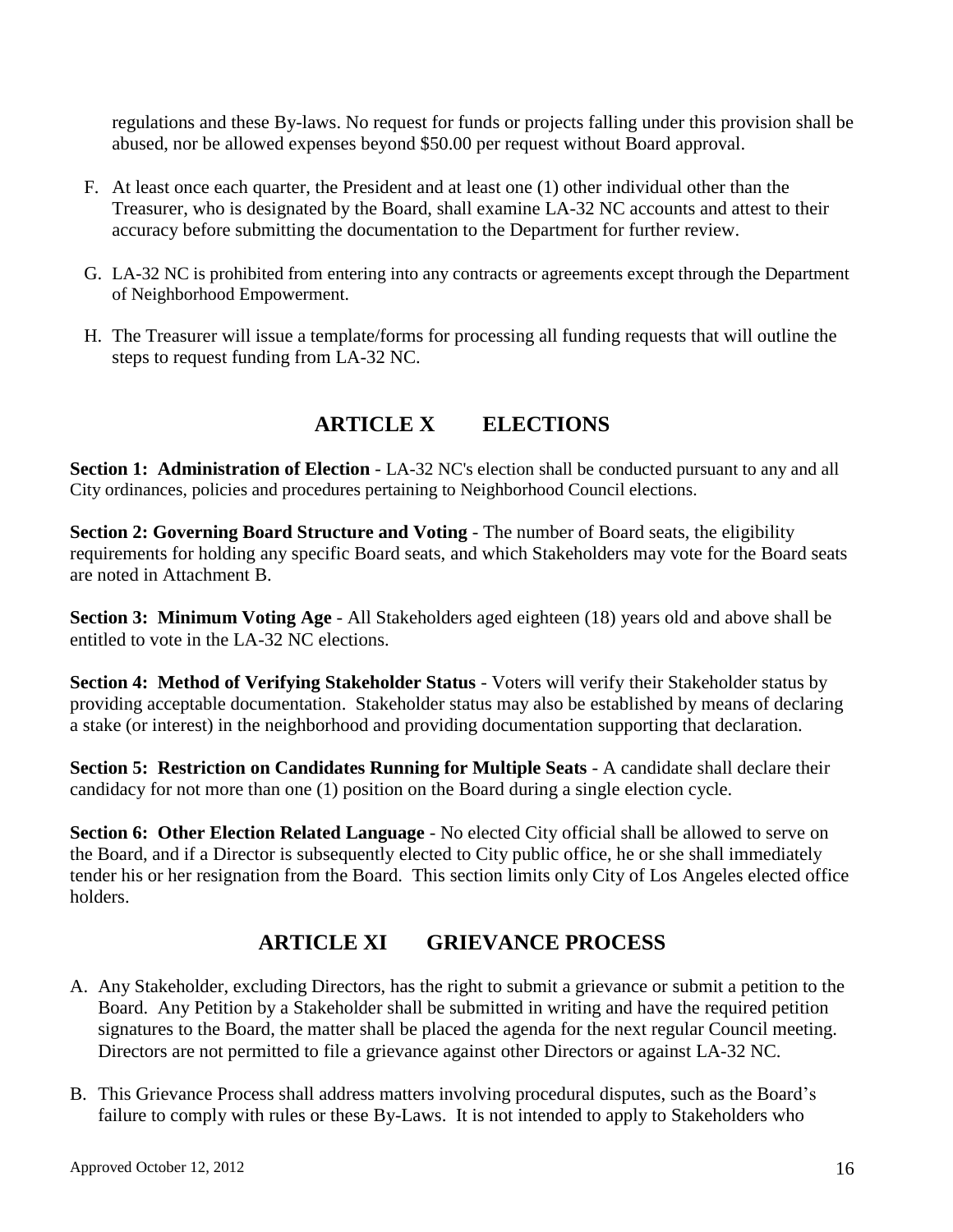regulations and these By-laws. No request for funds or projects falling under this provision shall be abused, nor be allowed expenses beyond $50.00 per request without Board approval.

F. At least once each quarter, the President and at least one (1) other individual other than the Treasurer, who is designated by the Board, shall examine LA-32 NC accounts and attest to their accuracy before submitting the documentation to the Department for further review.

G. LA-32 NC is prohibited from entering into any contracts or agreements except through the Department of Neighborhood Empowerment.

H. The Treasurer will issue a template/forms for processing all funding requests that will outline the steps to request funding from LA-32 NC.

## ARTICLE X ELECTIONS

**Section 1: Administration of Election** - LA-32 NC's election shall be conducted pursuant to any and all City ordinances, policies and procedures pertaining to Neighborhood Council elections.

**Section 2: Governing Board Structure and Voting** - The number of Board seats, the eligibility requirements for holding any specific Board seats, and which Stakeholders may vote for the Board seats are noted in Attachment B.

**Section 3: Minimum Voting Age** - All Stakeholders aged eighteen (18) years old and above shall be entitled to vote in the LA-32 NC elections.

**Section 4: Method of Verifying Stakeholder Status** - Voters will verify their Stakeholder status by providing acceptable documentation. Stakeholder status may also be established by means of declaring a stake (or interest) in the neighborhood and providing documentation supporting that declaration.

**Section 5: Restriction on Candidates Running for Multiple Seats** - A candidate shall declare their candidacy for not more than one (1) position on the Board during a single election cycle.

**Section 6: Other Election Related Language** - No elected City official shall be allowed to serve on the Board, and if a Director is subsequently elected to City public office, he or she shall immediately tender his or her resignation from the Board. This section limits only City of Los Angeles elected office holders.

## ARTICLE XI GRIEVANCE PROCESS

A. Any Stakeholder, excluding Directors, has the right to submit a grievance or submit a petition to the Board. Any Petition by a Stakeholder shall be submitted in writing and have the required petition signatures to the Board, the matter shall be placed the agenda for the next regular Council meeting. Directors are not permitted to file a grievance against other Directors or against LA-32 NC.

B. This Grievance Process shall address matters involving procedural disputes, such as the Board's failure to comply with rules or these By-Laws. It is not intended to apply to Stakeholders who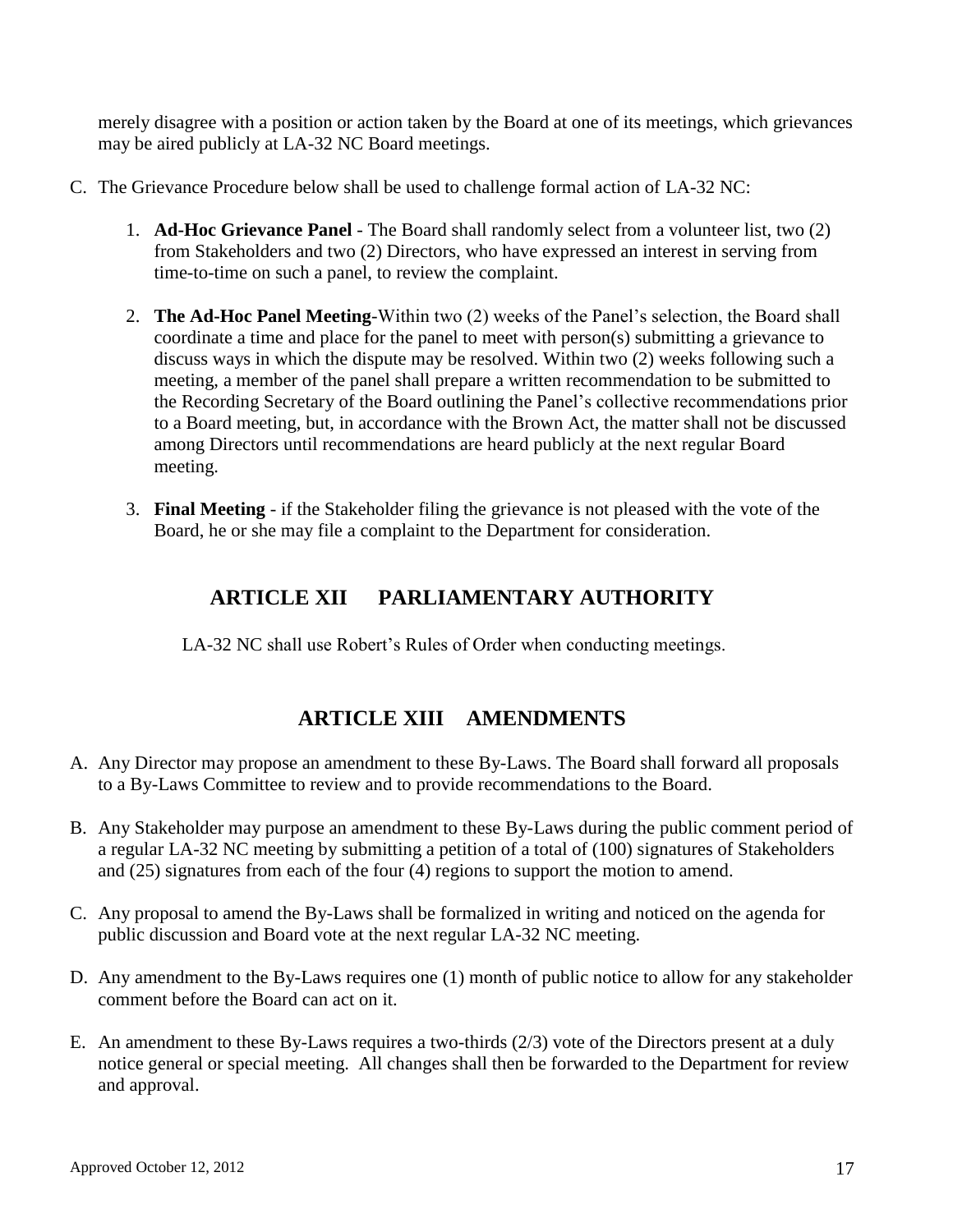merely disagree with a position or action taken by the Board at one of its meetings, which grievances may be aired publicly at LA-32 NC Board meetings.

C. The Grievance Procedure below shall be used to challenge formal action of LA-32 NC:

   1. **Ad-Hoc Grievance Panel** - The Board shall randomly select from a volunteer list, two (2) from Stakeholders and two (2) Directors, who have expressed an interest in serving from time-to-time on such a panel, to review the complaint.

   2. **The Ad-Hoc Panel Meeting**-Within two (2) weeks of the Panel's selection, the Board shall coordinate a time and place for the panel to meet with person(s) submitting a grievance to discuss ways in which the dispute may be resolved. Within two (2) weeks following such a meeting, a member of the panel shall prepare a written recommendation to be submitted to the Recording Secretary of the Board outlining the Panel's collective recommendations prior to a Board meeting, but, in accordance with the Brown Act, the matter shall not be discussed among Directors until recommendations are heard publicly at the next regular Board meeting.

   3. **Final Meeting** - if the Stakeholder filing the grievance is not pleased with the vote of the Board, he or she may file a complaint to the Department for consideration.

## ARTICLE XII PARLIAMENTARY AUTHORITY

LA-32 NC shall use Robert's Rules of Order when conducting meetings.

## ARTICLE XIII AMENDMENTS

A. Any Director may propose an amendment to these By-Laws. The Board shall forward all proposals to a By-Laws Committee to review and to provide recommendations to the Board.

B. Any Stakeholder may purpose an amendment to these By-Laws during the public comment period of a regular LA-32 NC meeting by submitting a petition of a total of (100) signatures of Stakeholders and (25) signatures from each of the four (4) regions to support the motion to amend.

C. Any proposal to amend the By-Laws shall be formalized in writing and noticed on the agenda for public discussion and Board vote at the next regular LA-32 NC meeting.

D. Any amendment to the By-Laws requires one (1) month of public notice to allow for any stakeholder comment before the Board can act on it.

E. An amendment to these By-Laws requires a two-thirds (2/3) vote of the Directors present at a duly notice general or special meeting. All changes shall then be forwarded to the Department for review and approval.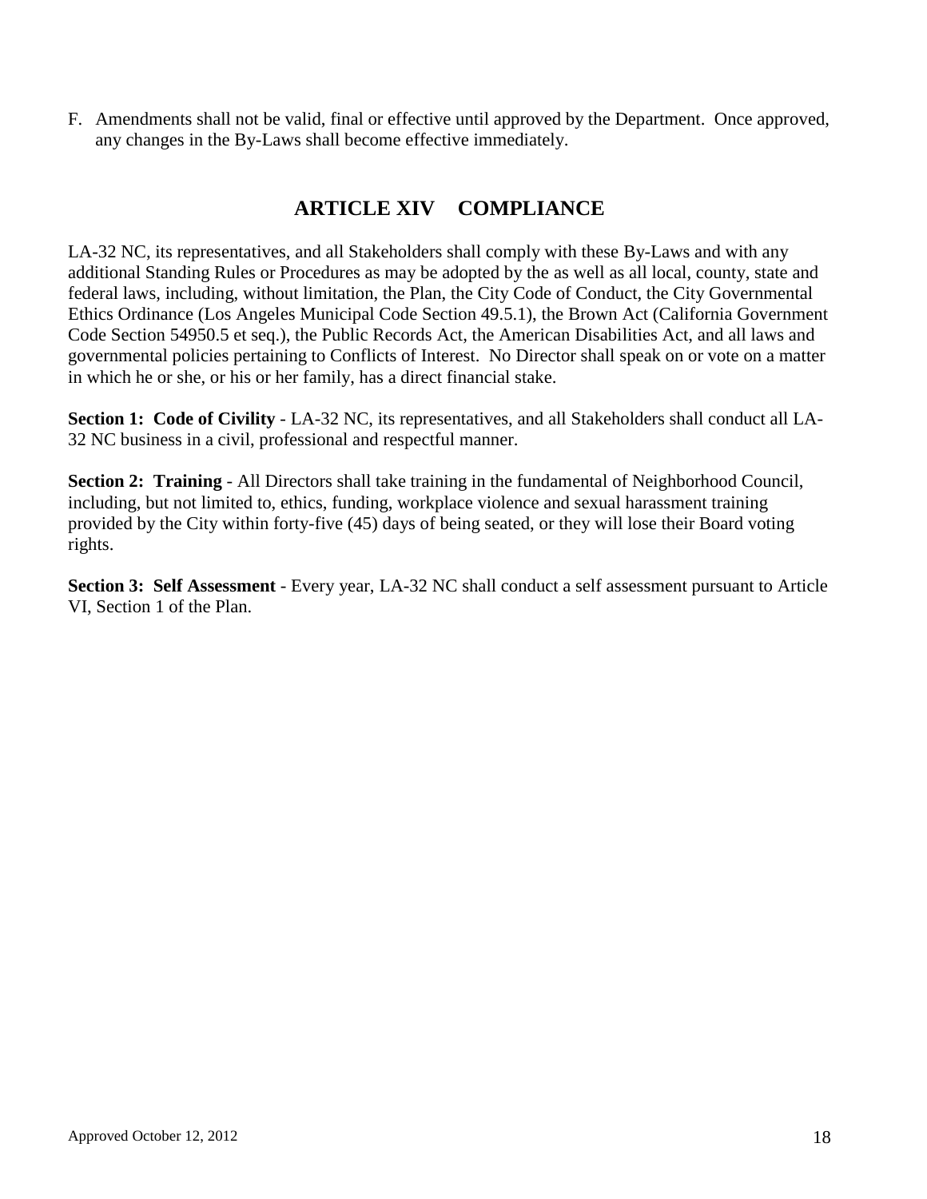F. Amendments shall not be valid, final or effective until approved by the Department. Once approved, any changes in the By-Laws shall become effective immediately.

## ARTICLE XIV COMPLIANCE

LA-32 NC, its representatives, and all Stakeholders shall comply with these By-Laws and with any additional Standing Rules or Procedures as may be adopted by the as well as all local, county, state and federal laws, including, without limitation, the Plan, the City Code of Conduct, the City Governmental Ethics Ordinance (Los Angeles Municipal Code Section 49.5.1), the Brown Act (California Government Code Section 54950.5 et seq.), the Public Records Act, the American Disabilities Act, and all laws and governmental policies pertaining to Conflicts of Interest. No Director shall speak on or vote on a matter in which he or she, or his or her family, has a direct financial stake.

**Section 1: Code of Civility** - LA-32 NC, its representatives, and all Stakeholders shall conduct all LA-32 NC business in a civil, professional and respectful manner.

**Section 2: Training** - All Directors shall take training in the fundamental of Neighborhood Council, including, but not limited to, ethics, funding, workplace violence and sexual harassment training provided by the City within forty-five (45) days of being seated, or they will lose their Board voting rights.

**Section 3: Self Assessment** - Every year, LA-32 NC shall conduct a self assessment pursuant to Article VI, Section 1 of the Plan.

Approved October 12, 2012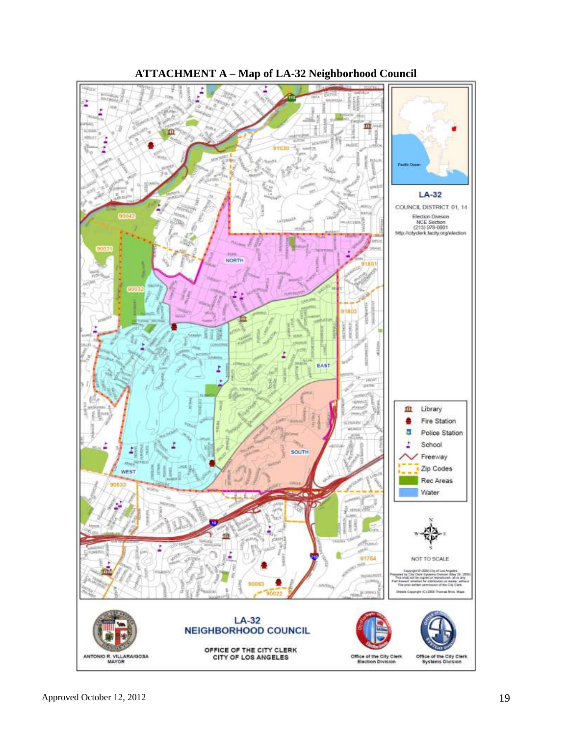**ATTACHMENT A – Map of LA-32 Neighborhood Council**

LA-32

COUNCIL DISTRICT 01, 14

Election Division
NCE Section
(213) 978-0001
http://cityclerk.lacity.org/election

- Library
- Fire Station
- Police Station
- School
- Freeway
- Zip Codes
- Rec Areas
- Water

NOT TO SCALE

LA-32
NEIGHBORHOOD COUNCIL

OFFICE OF THE CITY CLERK
CITY OF LOS ANGELES

ANTONIO R. VILLARAIGOSA
MAYOR

Office of the City Clerk
Election Division

Office of the City Clerk
Systems Division

Approved October 12, 2012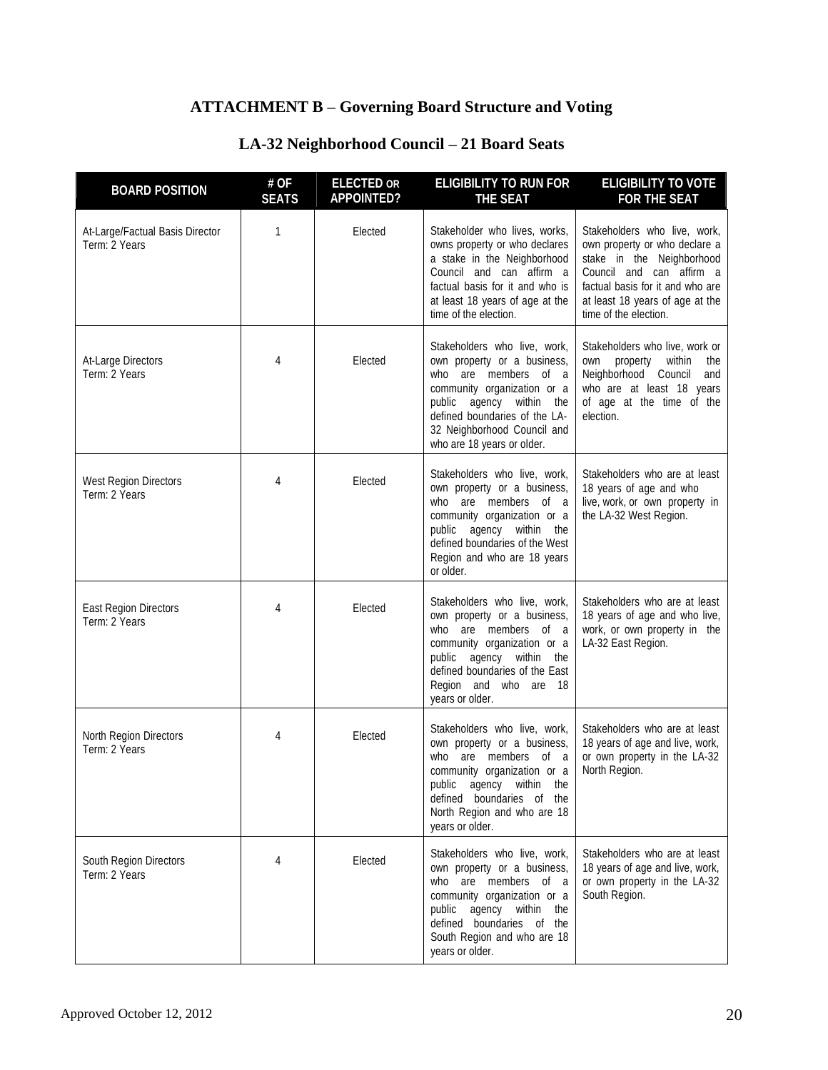# ATTACHMENT B – Governing Board Structure and Voting

## LA-32 Neighborhood Council – 21 Board Seats

| BOARD POSITION | # OF SEATS | ELECTED OR APPOINTED? | ELIGIBILITY TO RUN FOR THE SEAT | ELIGIBILITY TO VOTE FOR THE SEAT |
|---|---|---|---|---|
| At-Large/Factual Basis Director<br>Term: 2 Years | 1 | Elected | Stakeholder who lives, works, owns property or who declares a stake in the Neighborhood Council and can affirm a factual basis for it and who is at least 18 years of age at the time of the election. | Stakeholders who live, work, own property or who declare a stake in the Neighborhood Council and can affirm a factual basis for it and who are at least 18 years of age at the time of the election. |
| At-Large Directors<br>Term: 2 Years | 4 | Elected | Stakeholders who live, work, own property or a business, who are members of a community organization or a public agency within the defined boundaries of the LA-32 Neighborhood Council and who are 18 years or older. | Stakeholders who live, work or own property within the Neighborhood Council and who are at least 18 years of age at the time of the election. |
| West Region Directors<br>Term: 2 Years | 4 | Elected | Stakeholders who live, work, own property or a business, who are members of a community organization or a public agency within the defined boundaries of the West Region and who are 18 years or older. | Stakeholders who are at least 18 years of age and who live, work, or own property in the LA-32 West Region. |
| East Region Directors<br>Term: 2 Years | 4 | Elected | Stakeholders who live, work, own property or a business, who are members of a community organization or a public agency within the defined boundaries of the East Region and who are 18 years or older. | Stakeholders who are at least 18 years of age and who live, work, or own property in the LA-32 East Region. |
| North Region Directors<br>Term: 2 Years | 4 | Elected | Stakeholders who live, work, own property or a business, who are members of a community organization or a public agency within the defined boundaries of the North Region and who are 18 years or older. | Stakeholders who are at least 18 years of age and live, work, or own property in the LA-32 North Region. |
| South Region Directors<br>Term: 2 Years | 4 | Elected | Stakeholders who live, work, own property or a business, who are members of a community organization or a public agency within the defined boundaries of the South Region and who are 18 years or older. | Stakeholders who are at least 18 years of age and live, work, or own property in the LA-32 South Region. |

Approved October 12, 2012